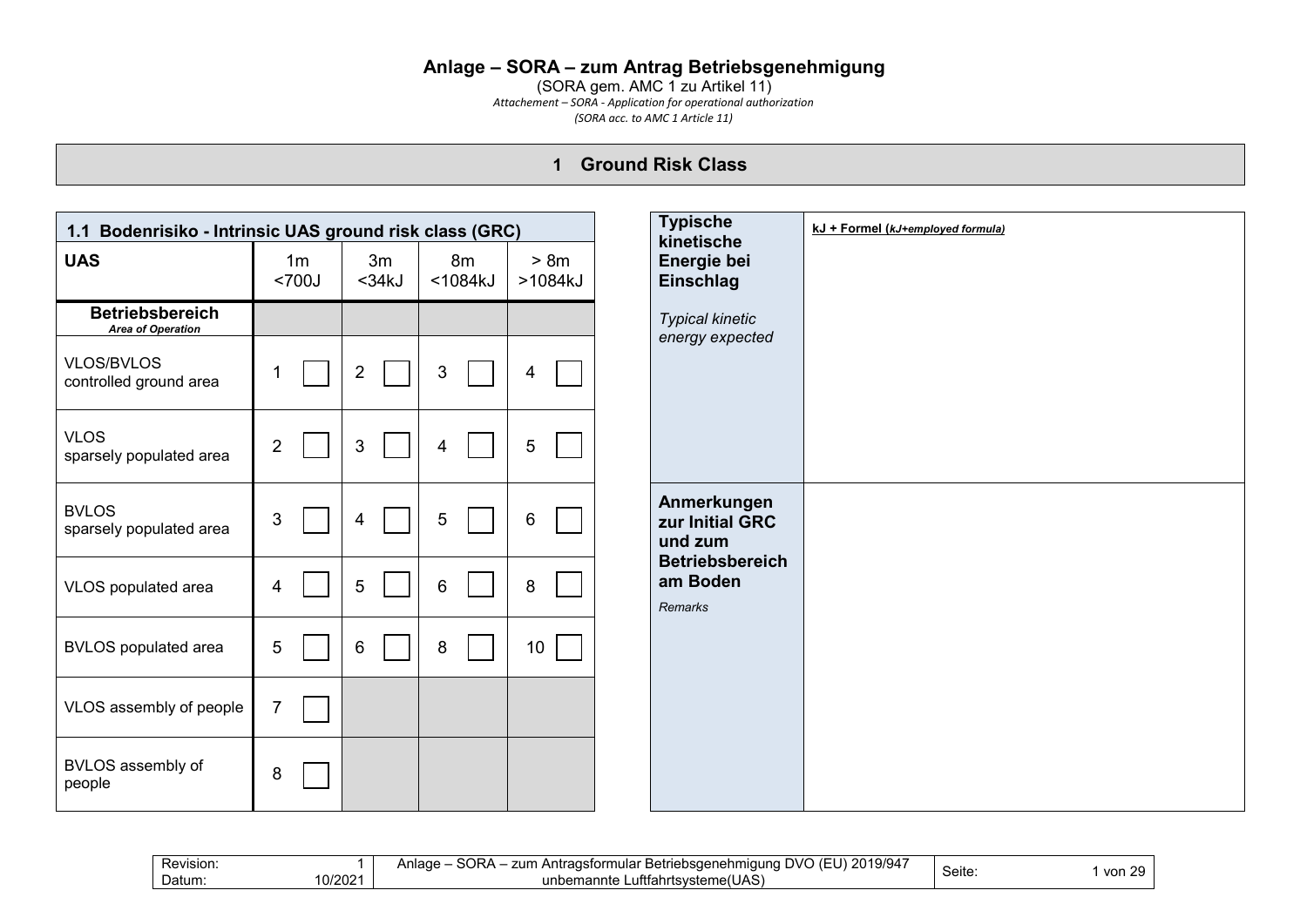# Anlage – SORA – zum Antrag Betriebsgenehmigung

(SORA gem. AMC 1 zu Artikel 11)

*Attachement – SORA - Application for operational authorization*

*(SORA acc. to AMC 1 Article 11)*

## 1 Ground Risk Class

| 1.1 Bodenrisiko - Intrinsic UAS ground risk class (GRC) | | | | |
|---|---|---|---|---|
| **UAS** | 1m <700J | 3m <34kJ | 8m <1084kJ | > 8m >1084kJ |
| **Betriebsbereich** *Area of Operation* | | | | |
| VLOS/BVLOS controlled ground area | 1 ☐ | 2 ☐ | 3 ☐ | 4 ☐ |
| VLOS sparsely populated area | 2 ☐ | 3 ☐ | 4 ☐ | 5 ☐ |
| BVLOS sparsely populated area | 3 ☐ | 4 ☐ | 5 ☐ | 6 ☐ |
| VLOS populated area | 4 ☐ | 5 ☐ | 6 ☐ | 8 ☐ |
| BVLOS populated area | 5 ☐ | 6 ☐ | 8 ☐ | 10 ☐ |
| VLOS assembly of people | 7 ☐ | | | |
| BVLOS assembly of people | 8 ☐ | | | |

| | |
|---|---|
| **Typische kinetische Energie bei Einschlag** *Typical kinetic energy expected* | **kJ + Formel (*kJ+employed formula*)** |
| **Anmerkungen zur Initial GRC und zum Betriebsbereich am Boden** *Remarks* | |

| | | | | |
|---|---|---|---|---|
| Revision: 1 | Datum: 10/2021 | Anlage – SORA – zum Antragsformular Betriebsgenehmigung DVO (EU) 2019/947 unbemannte Luftfahrtsysteme(UAS) | Seite: | |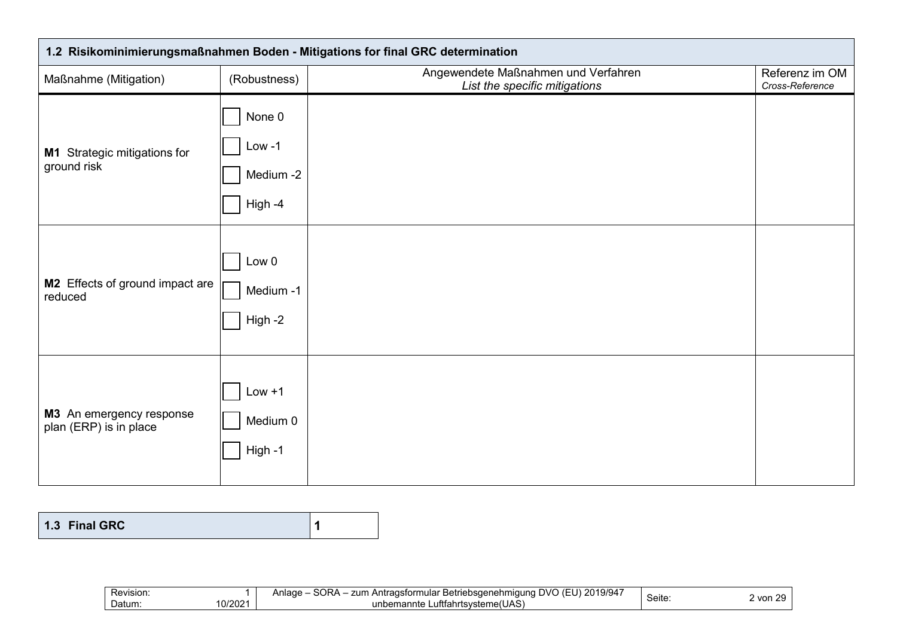| 1.2 Risikominimierungsmaßnahmen Boden - Mitigations for final GRC determination | | | |
|---|---|---|---|
| Maßnahme (Mitigation) | (Robustness) | Angewendete Maßnahmen und Verfahren *List the specific mitigations* | Referenz im OM *Cross-Reference* |
| **M1** Strategic mitigations for ground risk | ☐ None 0<br>☐ Low -1<br>☐ Medium -2<br>☐ High -4 | | |
| **M2** Effects of ground impact are reduced | ☐ Low 0<br>☐ Medium -1<br>☐ High -2 | | |
| **M3** An emergency response plan (ERP) is in place | ☐ Low +1<br>☐ Medium 0<br>☐ High -1 | | |

| 1.3 Final GRC | 1 |
|---|---|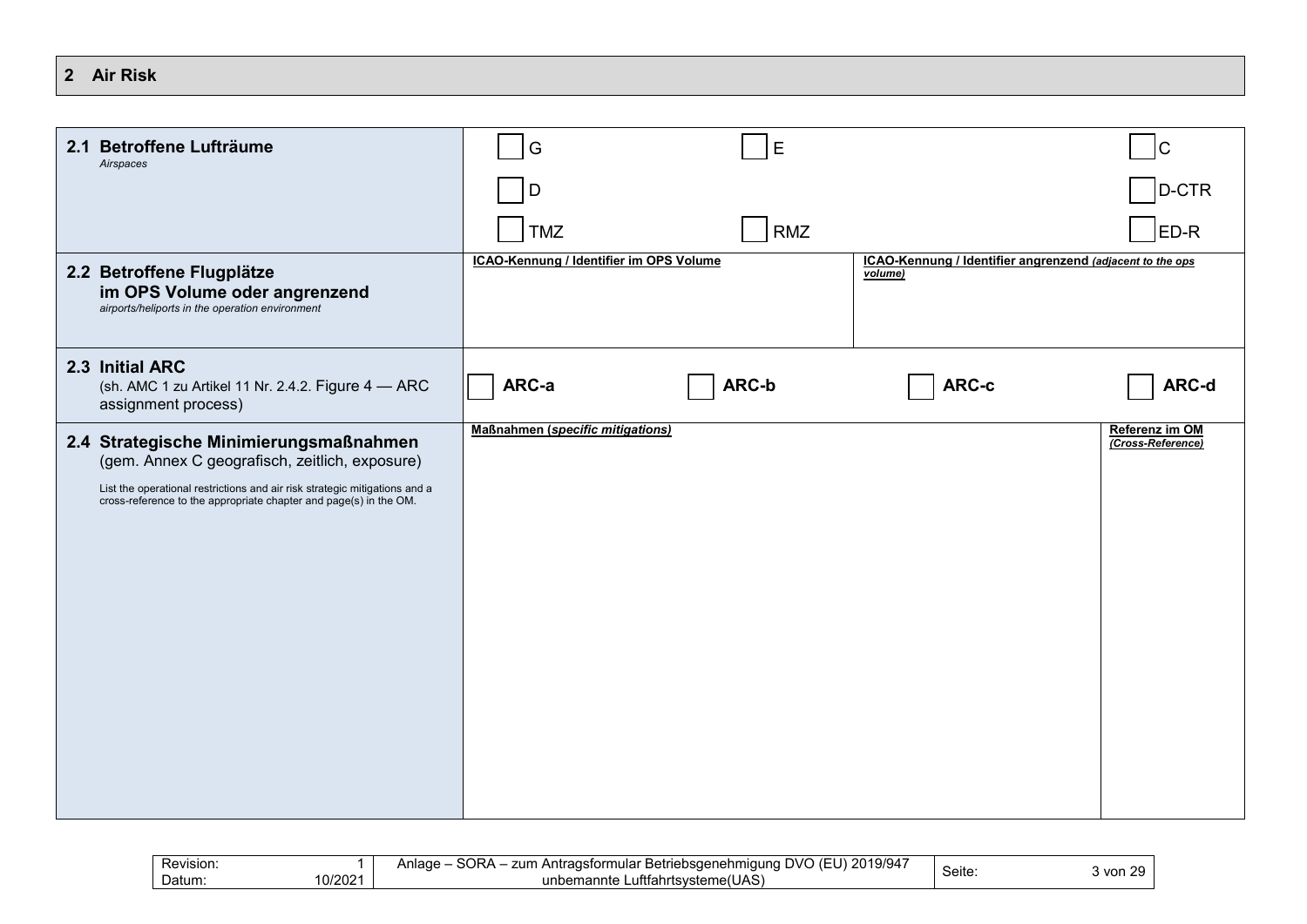## 2 Air Risk

| | | | | |
|---|---|---|---|---|
| **2.1 Betroffene Lufträume**<br>*Airspaces* | ☐ G<br>☐ D<br>☐ TMZ | ☐ E<br><br>☐ RMZ | | ☐ C<br>☐ D-CTR<br>☐ ED-R |
| **2.2 Betroffene Flugplätze im OPS Volume oder angrenzend**<br>*airports/heliports in the operation environment* | **ICAO-Kennung / Identifier im OPS Volume** | | **ICAO-Kennung / Identifier angrenzend** ***(adjacent to the ops volume)*** | |
| **2.3 Initial ARC**<br>(sh. AMC 1 zu Artikel 11 Nr. 2.4.2. Figure 4 — ARC assignment process) | ☐ **ARC-a** | ☐ **ARC-b** | ☐ **ARC-c** | ☐ **ARC-d** |
| **2.4 Strategische Minimierungsmaßnahmen**<br>(gem. Annex C geografisch, zeitlich, exposure)<br><br>List the operational restrictions and air risk strategic mitigations and a cross-reference to the appropriate chapter and page(s) in the OM. | **Maßnahmen (*specific mitigations*)** | | | **Referenz im OM** ***(Cross-Reference)*** |

Revision: 1
Datum: 10/2021
Anlage – SORA – zum Antragsformular Betriebsgenehmigung DVO (EU) 2019/947 unbemannte Luftfahrtsysteme(UAS)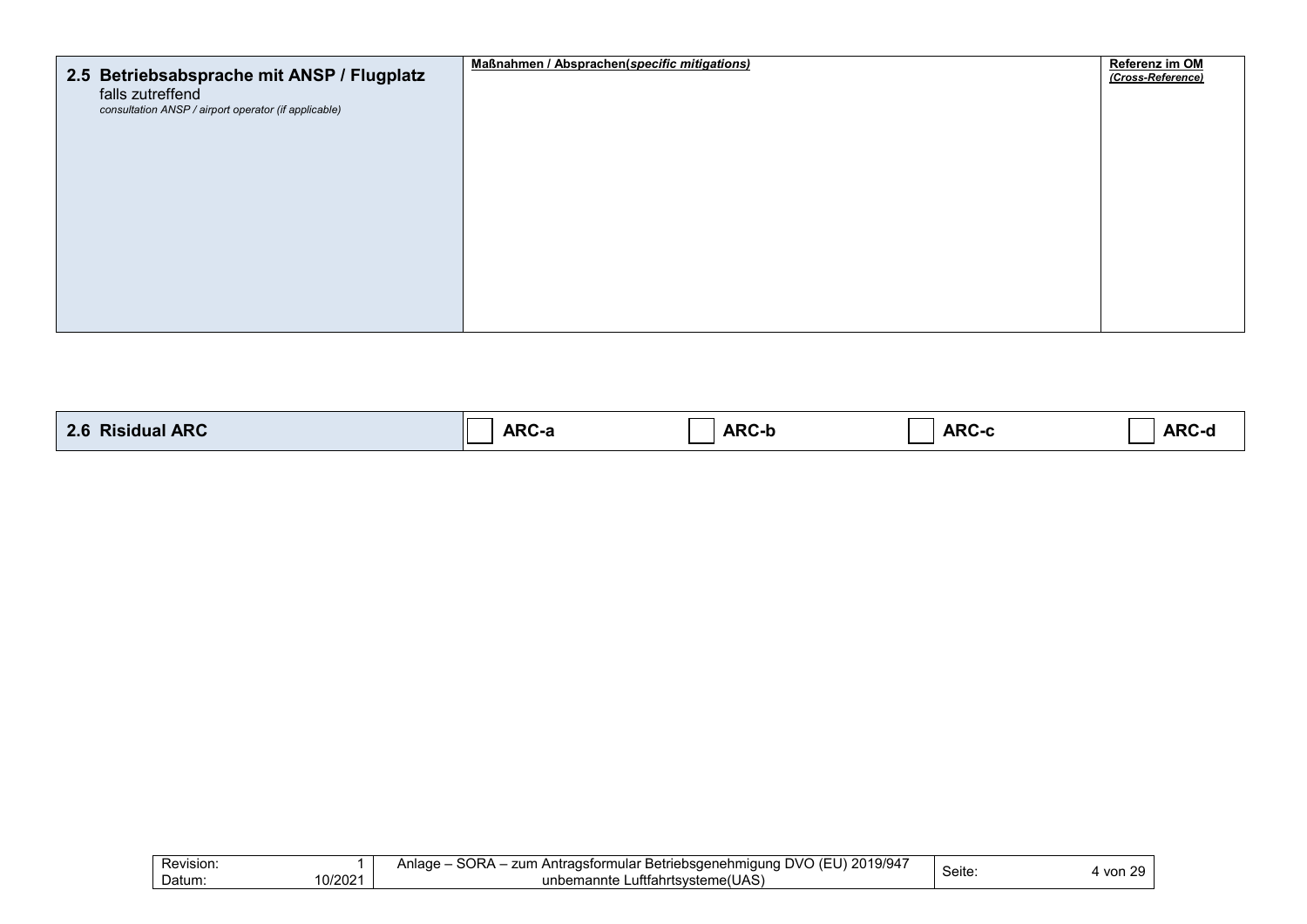| **2.5 Betriebsabsprache mit ANSP / Flugplatz**<br>falls zutreffend<br>*consultation ANSP / airport operator (if applicable)* | **Maßnahmen / Absprachen(*specific mitigations)*** | **Referenz im OM**<br>***(Cross-Reference)*** |
|---|---|---|
| | | |

| **2.6 Risidual ARC** | ☐ **ARC-a** | ☐ **ARC-b** | ☐ **ARC-c** | ☐ **ARC-d** |
|---|---|---|---|---|

| Revision: 1<br>Datum: 10/2021 | Anlage – SORA – zum Antragsformular Betriebsgenehmigung DVO (EU) 2019/947 unbemannte Luftfahrtsysteme(UAS) | Seite: |
|---|---|---|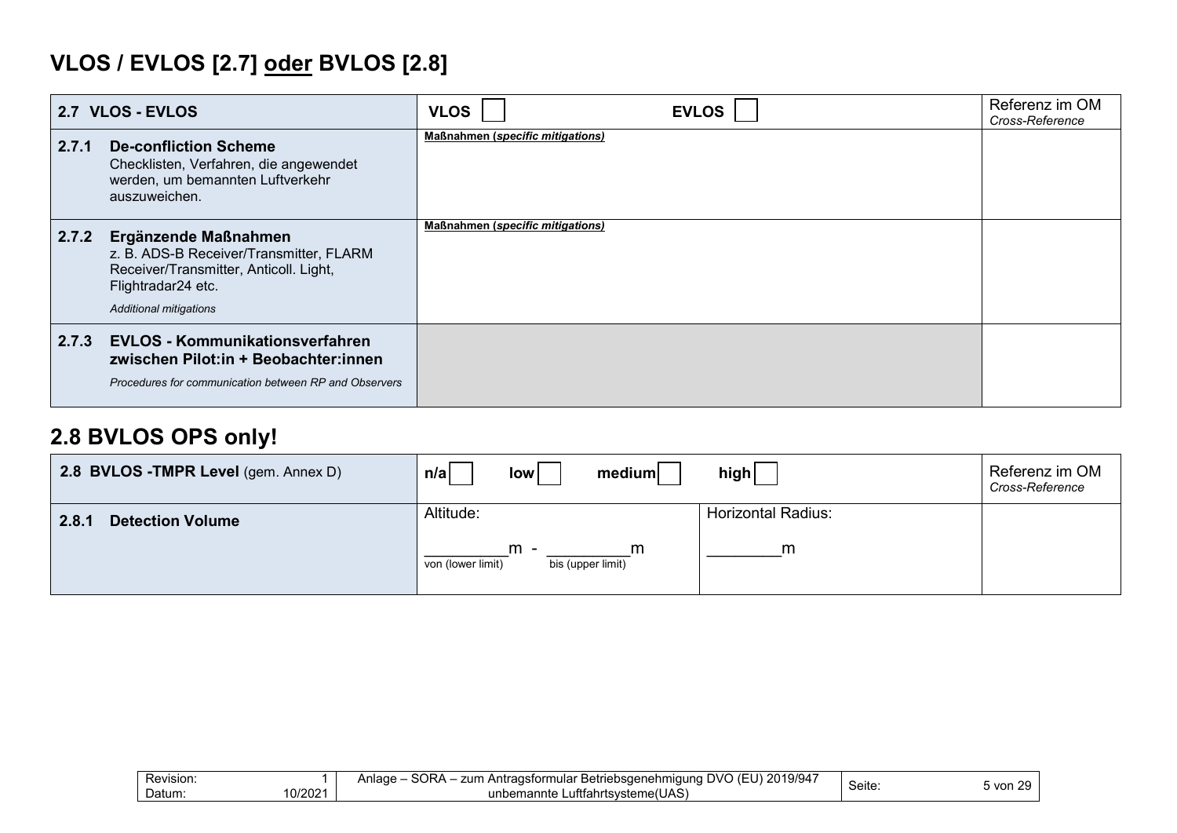## VLOS / EVLOS [2.7] <u>oder</u> BVLOS [2.8]

| **2.7 VLOS - EVLOS** | **VLOS** ☐ **EVLOS** ☐ | Referenz im OM *Cross-Reference* |
|---|---|---|
| **2.7.1 De-confliction Scheme**<br>Checklisten, Verfahren, die angewendet werden, um bemannten Luftverkehr auszuweichen. | **<u>Maßnahmen (*specific mitigations*)</u>** | |
| **2.7.2 Ergänzende Maßnahmen**<br>z. B. ADS-B Receiver/Transmitter, FLARM Receiver/Transmitter, Anticoll. Light, Flightradar24 etc.<br>*Additional mitigations* | **<u>Maßnahmen (*specific mitigations*)</u>** | |
| **2.7.3 EVLOS - Kommunikationsverfahren zwischen Pilot:in + Beobachter:innen**<br>*Procedures for communication between RP and Observers* | | |

## 2.8 BVLOS OPS only!

| **2.8 BVLOS -TMPR Level** (gem. Annex D) | **n/a** ☐ **low** ☐ **medium** ☐ | **high** ☐ | Referenz im OM *Cross-Reference* |
|---|---|---|---|
| **2.8.1 Detection Volume** | Altitude:<br>\_\_\_\_\_\_\_\_\_m - \_\_\_\_\_\_\_\_\_m<br>von (lower limit) bis (upper limit) | Horizontal Radius:<br>\_\_\_\_\_\_\_\_m | |

| Revision: 1<br>Datum: 10/2021 | Anlage – SORA – zum Antragsformular Betriebsgenehmigung DVO (EU) 2019/947 unbemannte Luftfahrtsysteme(UAS) |
|---|---|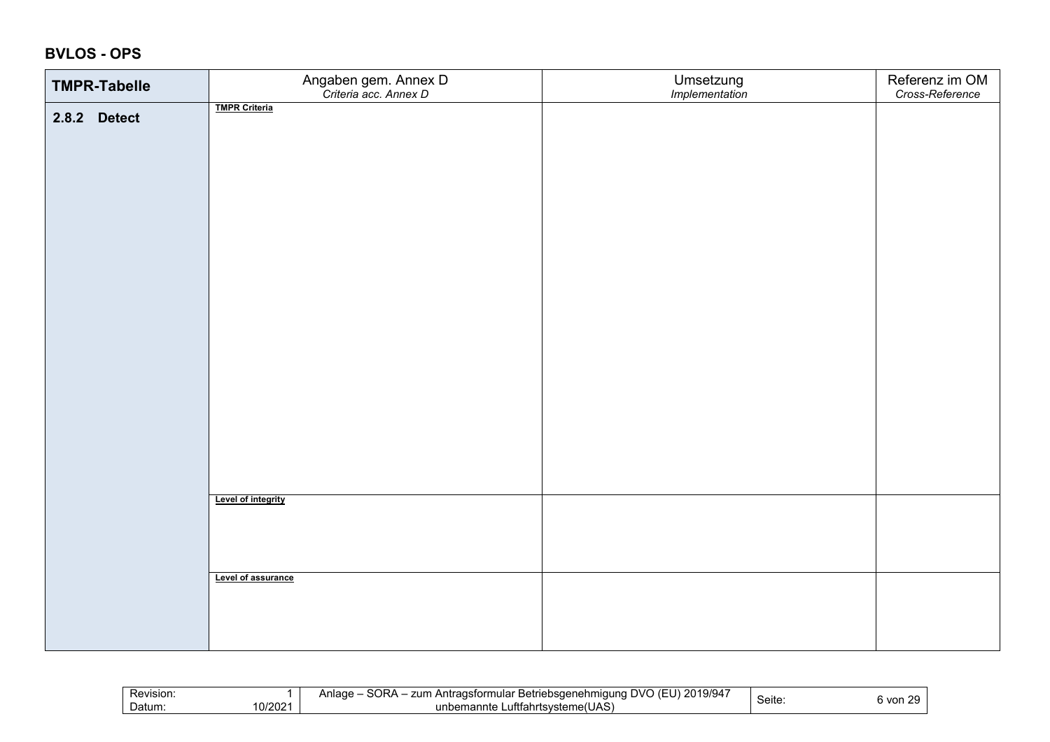**BVLOS - OPS**

| TMPR-Tabelle | Angaben gem. Annex D *Criteria acc. Annex D* | Umsetzung *Implementation* | Referenz im OM *Cross-Reference* |
|---|---|---|---|
| **2.8.2 Detect** | **TMPR Criteria** | | |
| | **Level of integrity** | | |
| | **Level of assurance** | | |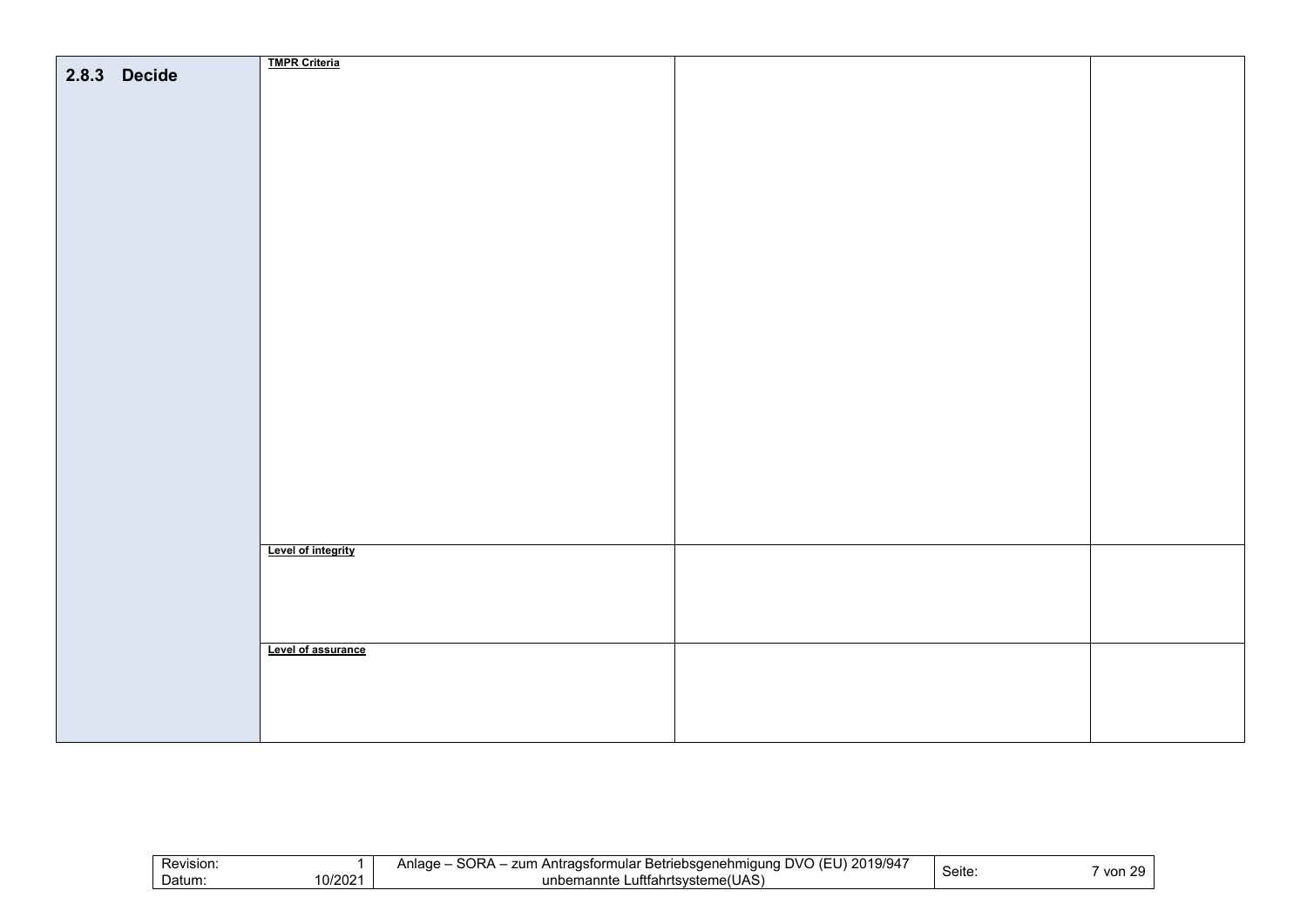| 2.8.3 Decide | **TMPR Criteria** | | |
|---|---|---|---|
| | **Level of integrity** | | |
| | **Level of assurance** | | |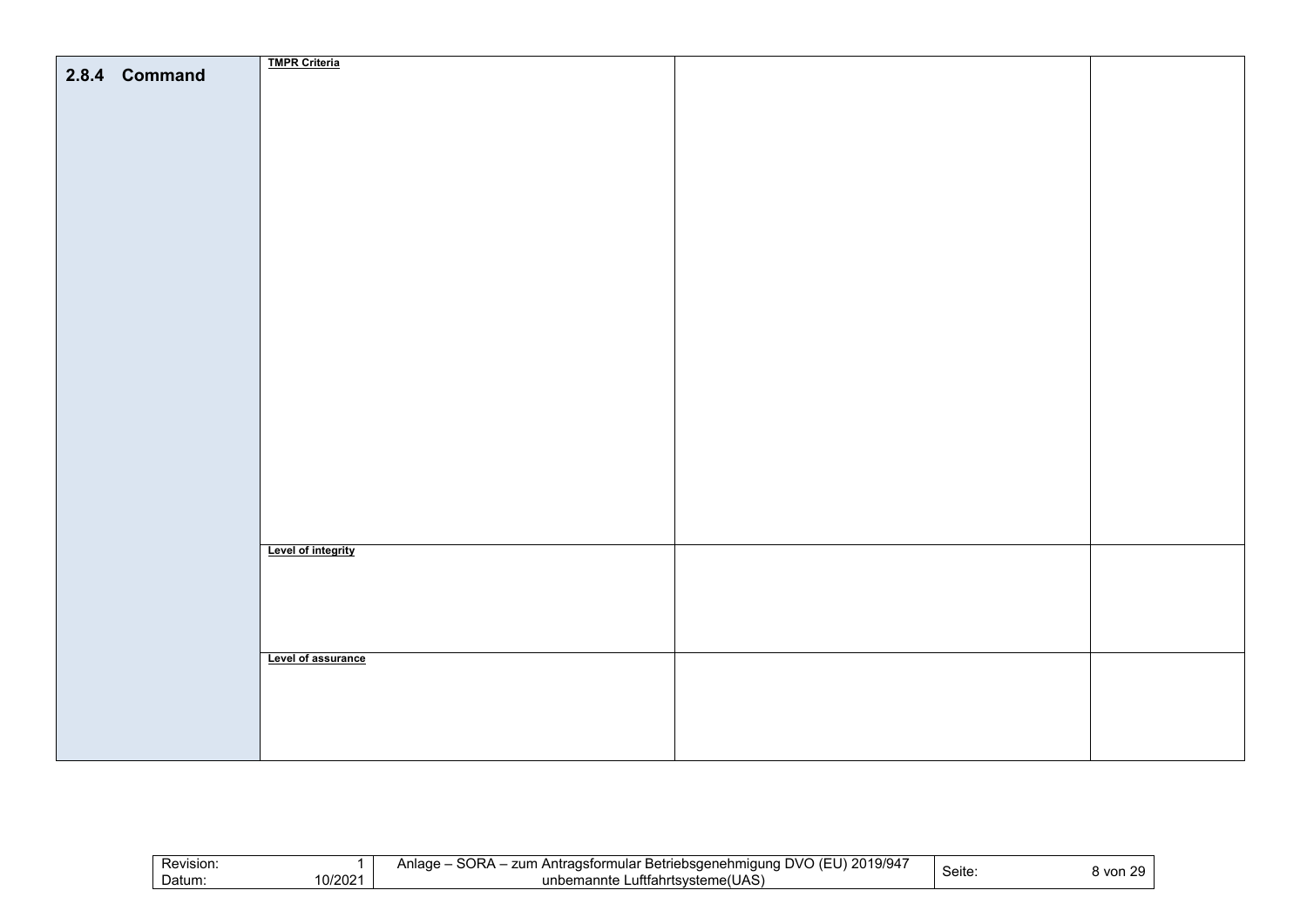| 2.8.4 Command | **TMPR Criteria** | | |
|---|---|---|---|
| | **Level of integrity** | | |
| | **Level of assurance** | | |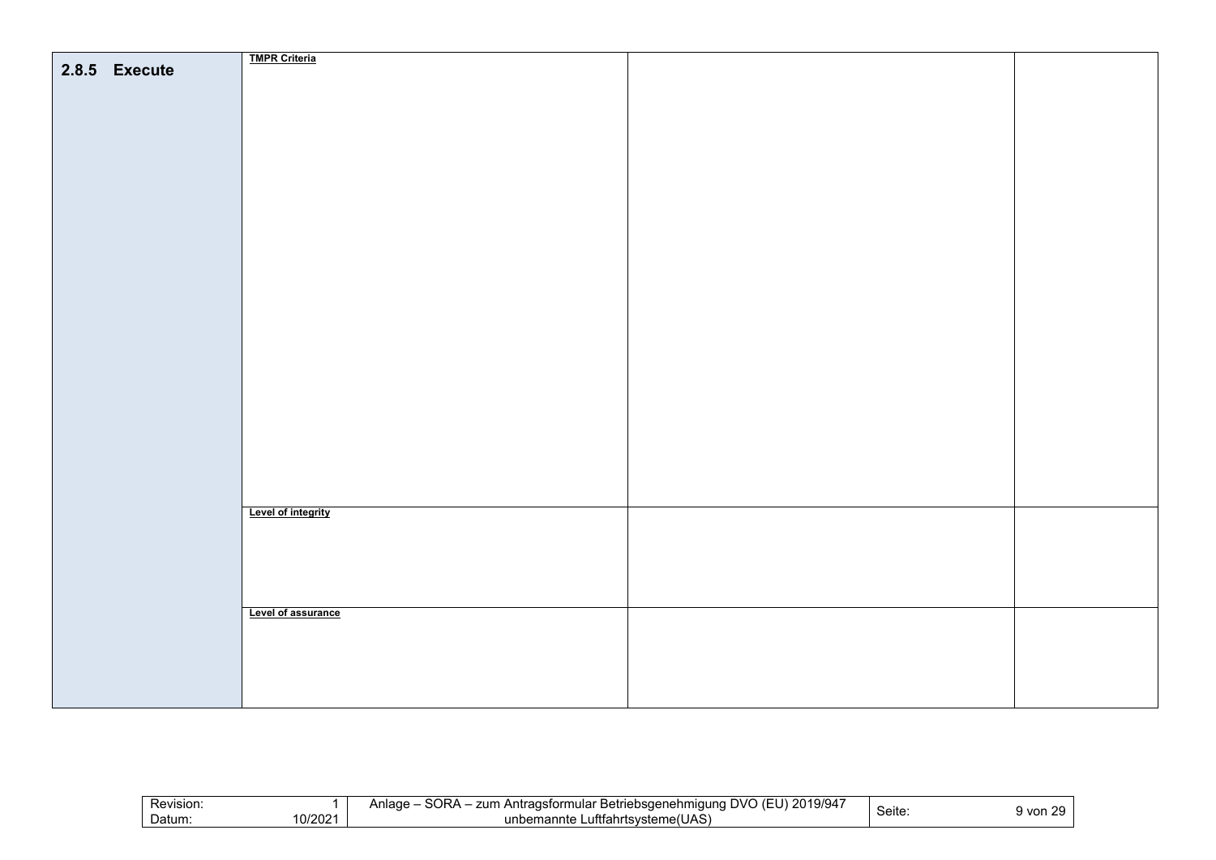| 2.8.5 Execute | | | |
| --- | --- | --- | --- |
| | **TMPR Criteria** | | |
| | **Level of integrity** | | |
| | **Level of assurance** | | |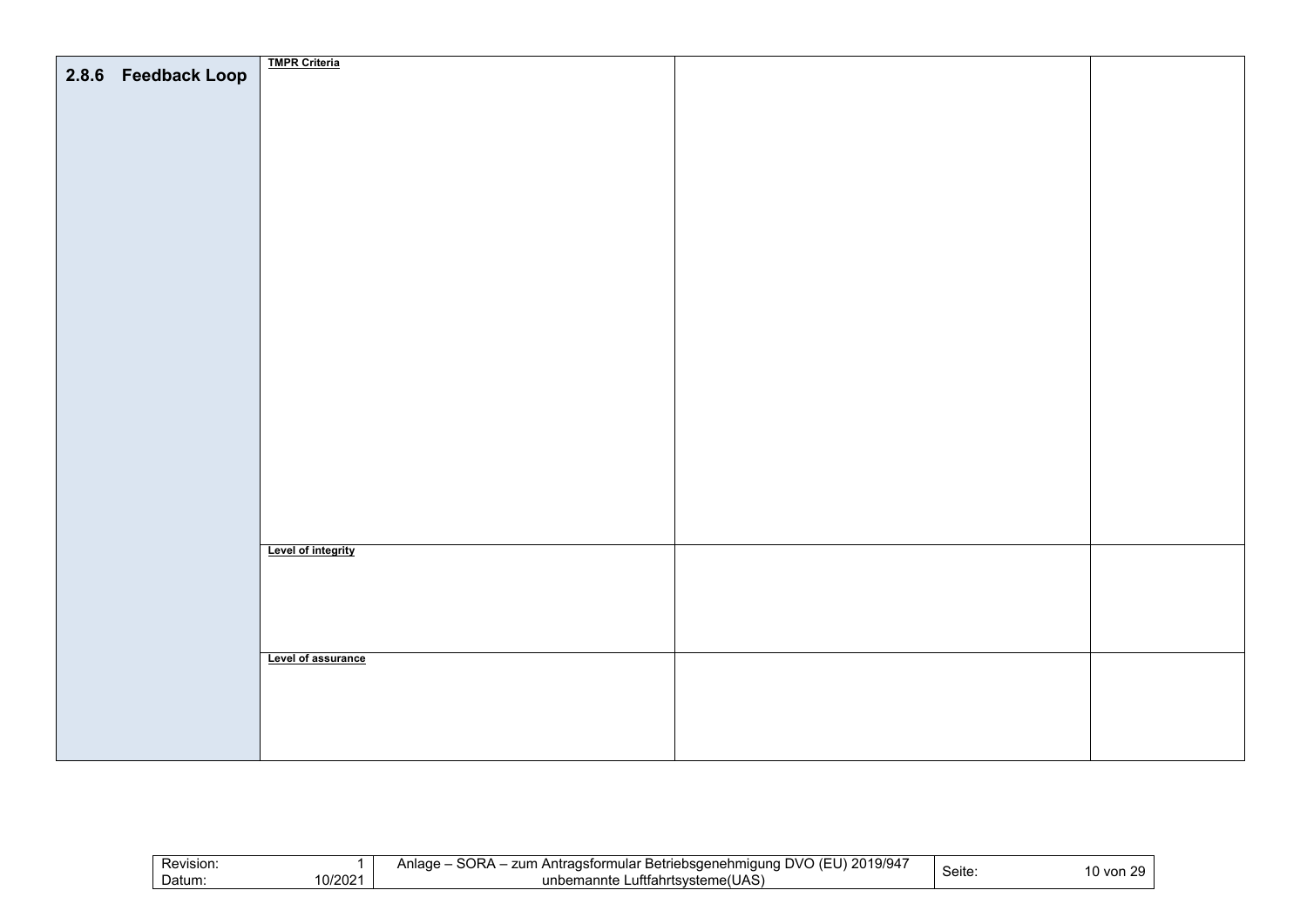| 2.8.6 Feedback Loop | **TMPR Criteria** | | |
|---|---|---|---|
| | **Level of integrity** | | |
| | **Level of assurance** | | |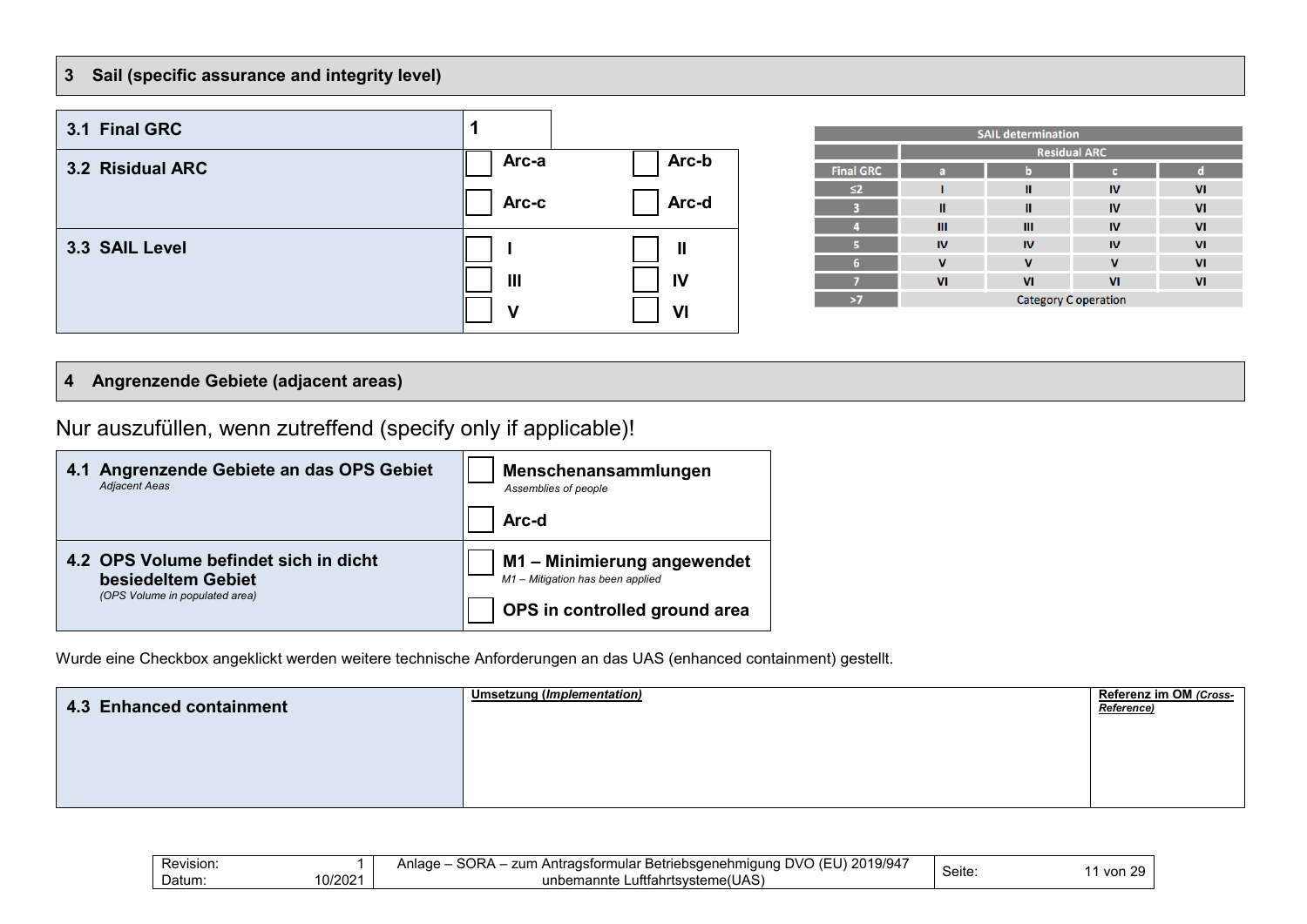## 3 Sail (specific assurance and integrity level)

| | | |
|---|---|---|
| **3.1 Final GRC** | **1** | |
| **3.2 Risidual ARC** | ☐ **Arc-a** | ☐ **Arc-b** |
| | ☐ **Arc-c** | ☐ **Arc-d** |
| **3.3 SAIL Level** | ☐ **I** | ☐ **II** |
| | ☐ **III** | ☐ **IV** |
| | ☐ **V** | ☐ **VI** |

**SAIL determination**

| | Residual ARC | | | |
|---|---|---|---|---|
| **Final GRC** | **a** | **b** | **c** | **d** |
| ≤2 | I | II | IV | VI |
| 3 | II | II | IV | VI |
| 4 | III | III | IV | VI |
| 5 | IV | IV | IV | VI |
| 6 | V | V | V | VI |
| 7 | VI | VI | VI | VI |
| >7 | Category C operation | | | |

## 4 Angrenzende Gebiete (adjacent areas)

Nur auszufüllen, wenn zutreffend (specify only if applicable)!

| | |
|---|---|
| **4.1 Angrenzende Gebiete an das OPS Gebiet**<br>*Adjacent Aeas* | ☐ **Menschenansammlungen**<br>*Assemblies of people* |
| | ☐ **Arc-d** |
| **4.2 OPS Volume befindet sich in dicht besiedeltem Gebiet**<br>*(OPS Volume in populated area)* | ☐ **M1 – Minimierung angewendet**<br>*M1 – Mitigation has been applied* |
| | ☐ **OPS in controlled ground area** |

Wurde eine Checkbox angeklickt werden weitere technische Anforderungen an das UAS (enhanced containment) gestellt.

| | Umsetzung (*Implementation*) | Referenz im OM *(Cross-Reference)* |
|---|---|---|
| **4.3 Enhanced containment** | | |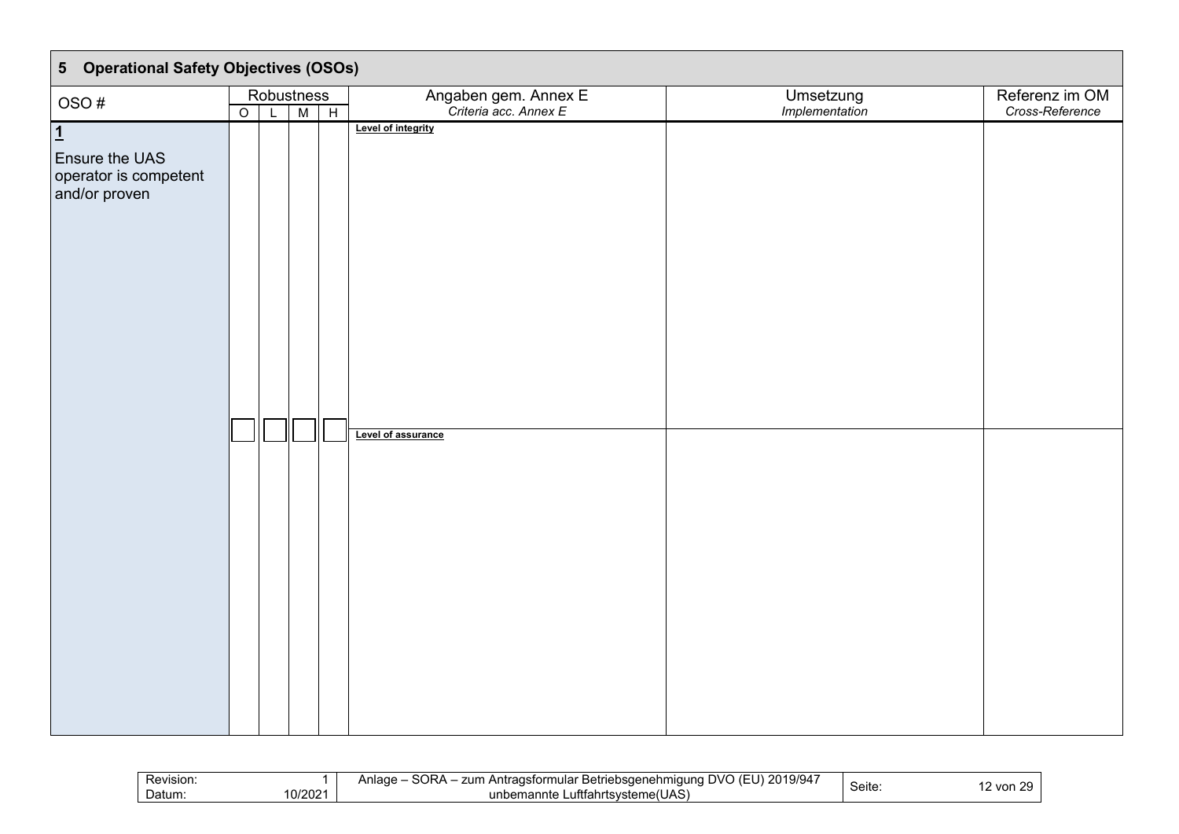## 5 Operational Safety Objectives (OSOs)

| OSO # | Robustness | | | | Angaben gem. Annex E *Criteria acc. Annex E* | Umsetzung *Implementation* | Referenz im OM *Cross-Reference* |
|---|---|---|---|---|---|---|---|
| | O | L | M | H | | | |
| **1** Ensure the UAS operator is competent and/or proven | ☐ | ☐ | ☐ | ☐ | **Level of integrity** | | |
| | | | | | **Level of assurance** | | |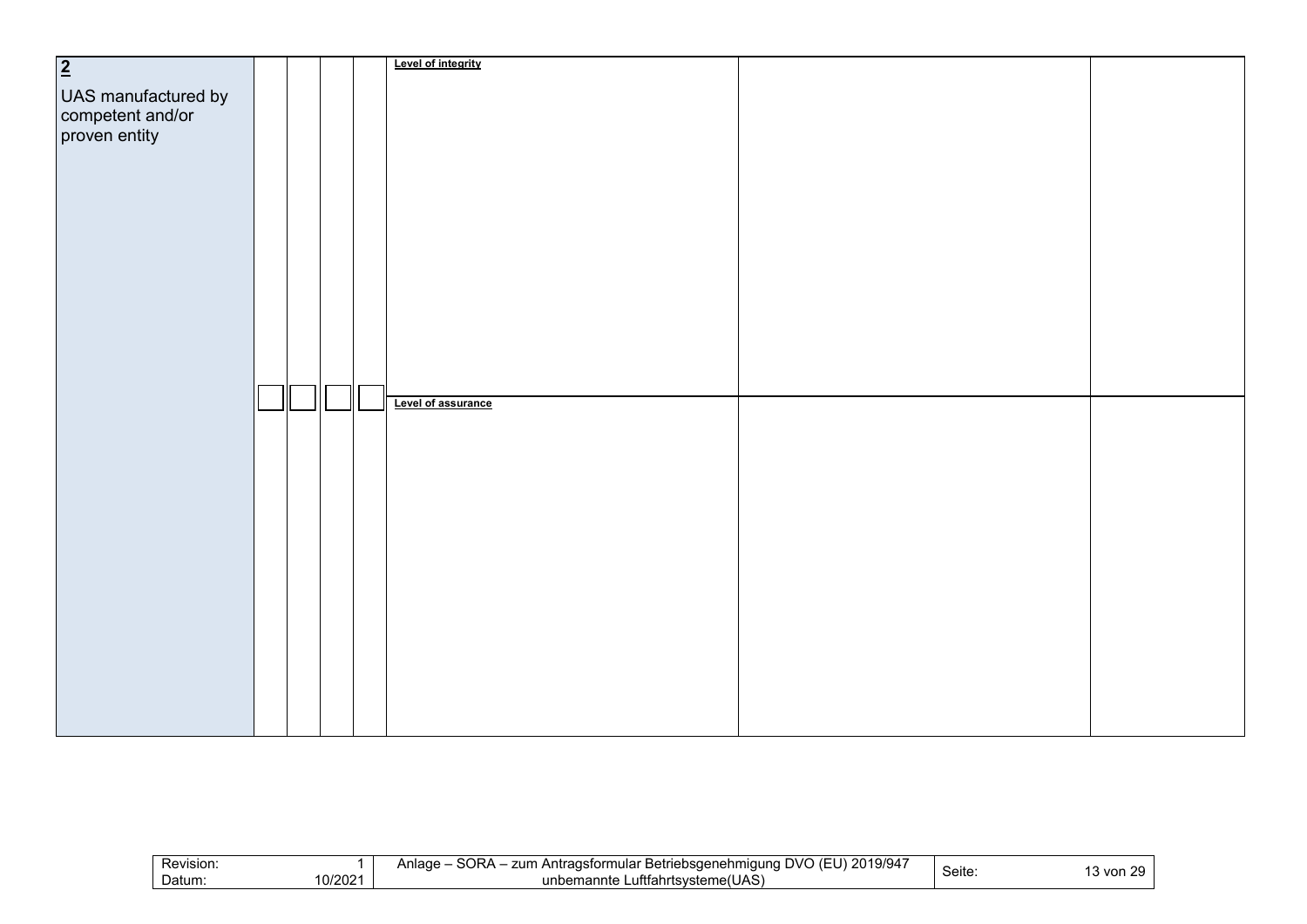| **2** UAS manufactured by competent and/or proven entity | ☐ | ☐ | ☐ | ☐ | **Level of integrity** | | |
|---|---|---|---|---|---|---|---|
| | | | | | **Level of assurance** | | |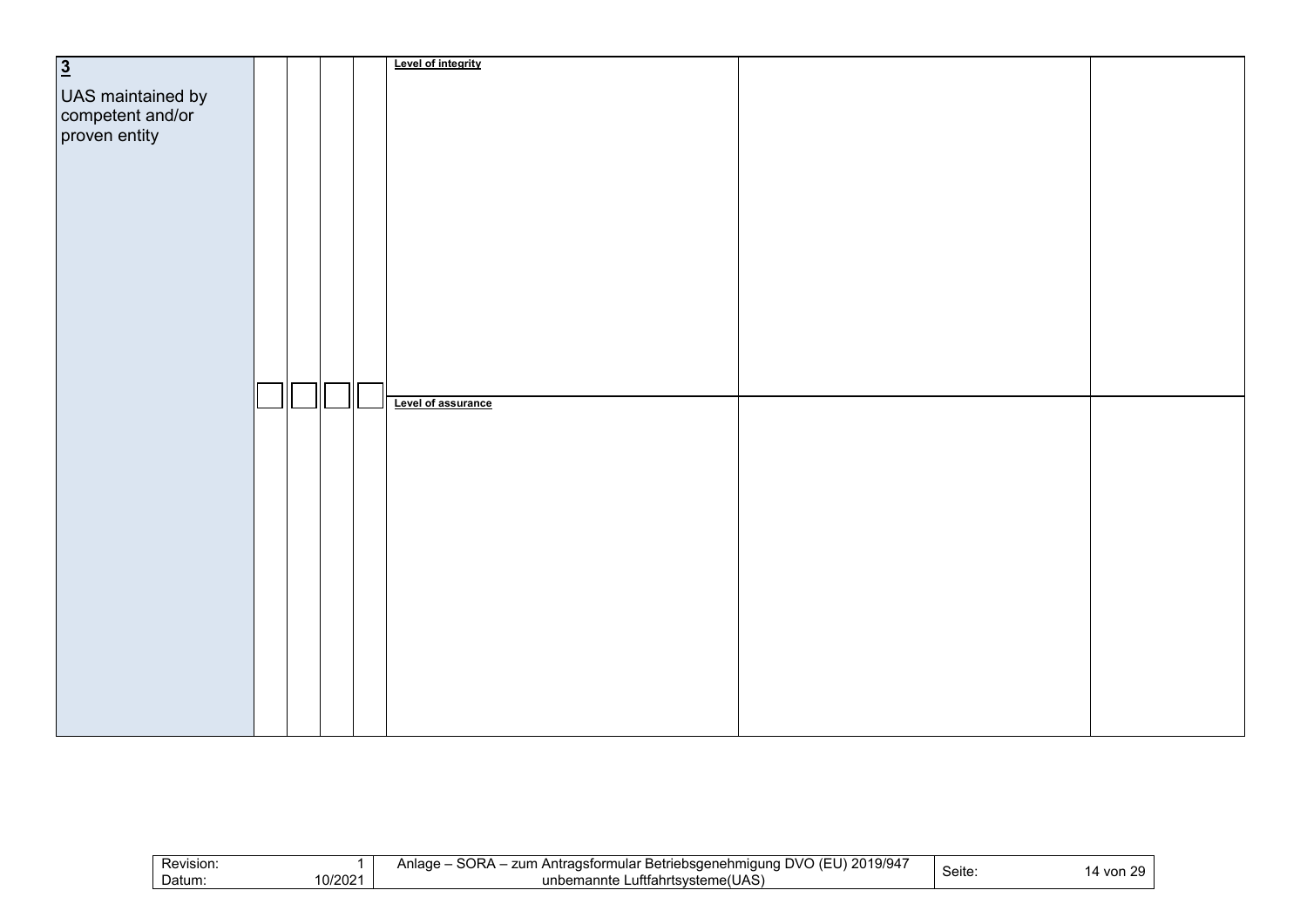| | | | | | | | |
|---|---|---|---|---|---|---|---|
| **3**<br><br>UAS maintained by competent and/or proven entity | ☐ | ☐ | ☐ | ☐ | **Level of integrity** | | |
| | | | | | **Level of assurance** | | |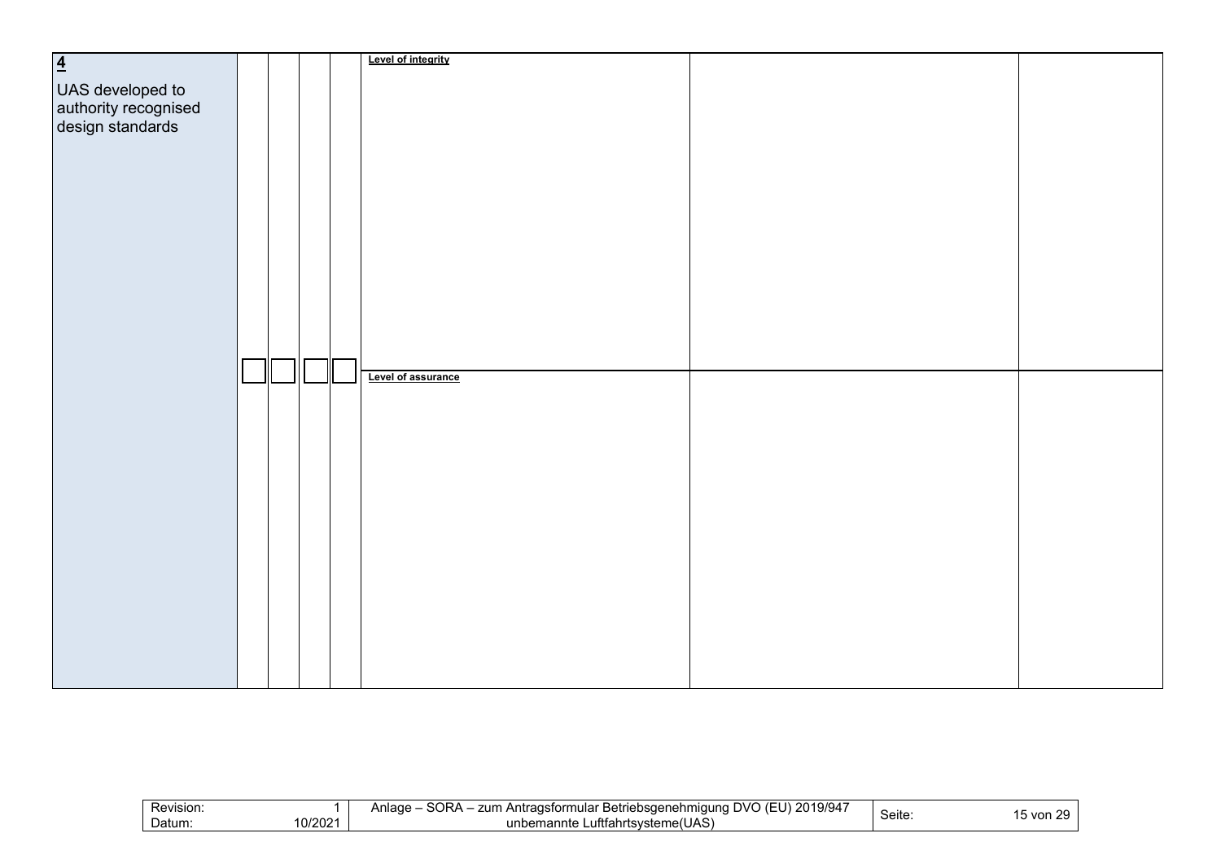| | | | | | | | |
|---|---|---|---|---|---|---|---|
| **4**<br><br>UAS developed to authority recognised design standards | ☐ | ☐ | ☐ | ☐ | **Level of integrity** | | |
| | | | | | **Level of assurance** | | |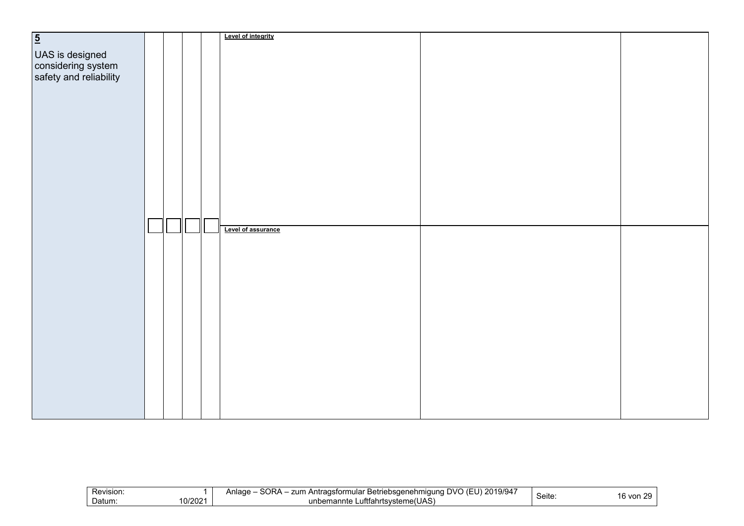| | | | | | | | |
|---|---|---|---|---|---|---|---|
| **5**<br><br>UAS is designed considering system safety and reliability | ☐ | ☐ | ☐ | ☐ | **Level of integrity** | | |
| | | | | | **Level of assurance** | | |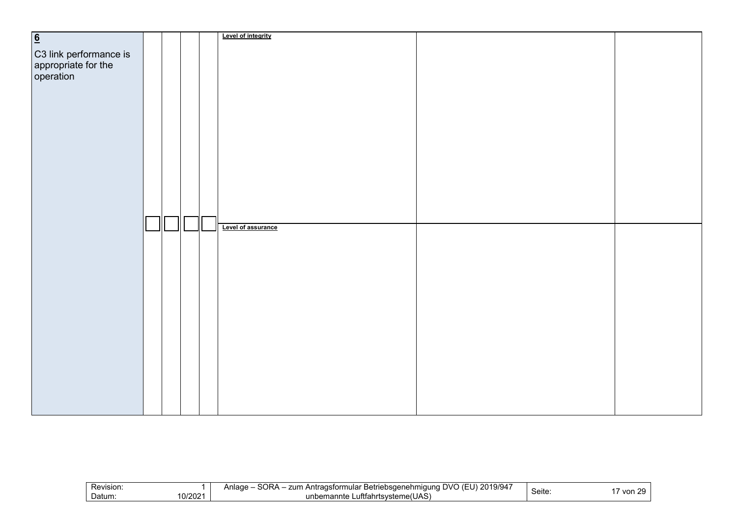| | | | | | | | |
|---|---|---|---|---|---|---|---|
| **6**<br><br>C3 link performance is appropriate for the operation | | | | | **Level of integrity** | | |
| | ☐ | ☐ | ☐ | ☐ | **Level of assurance** | | |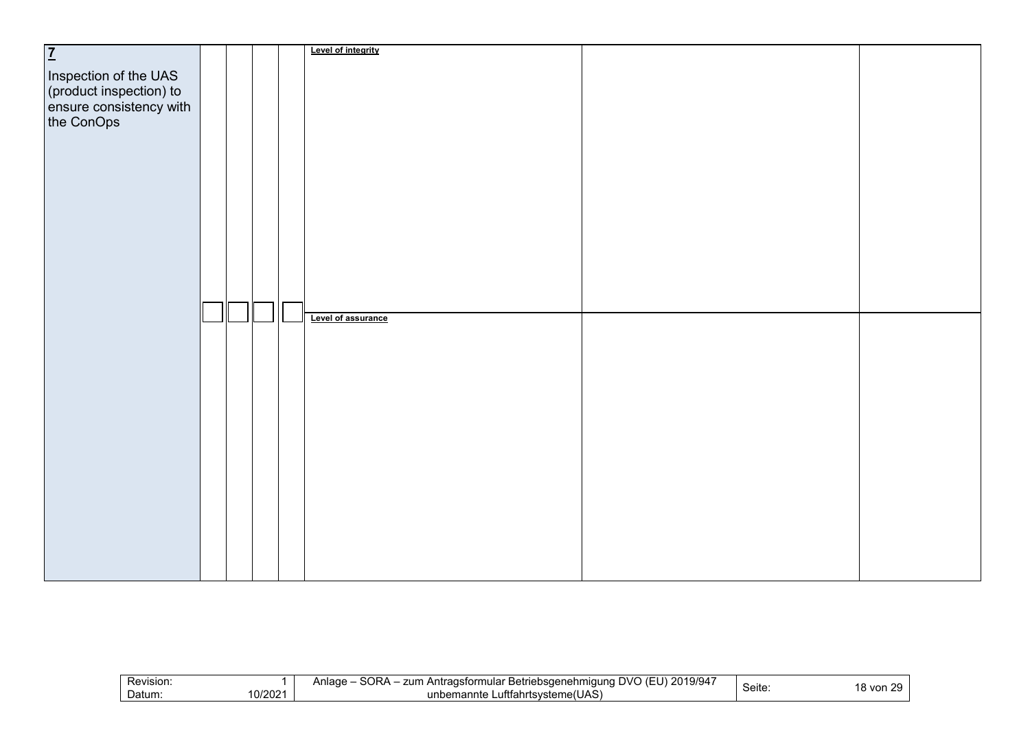| | | | | | | | |
|---|---|---|---|---|---|---|---|
| **7**<br><br>Inspection of the UAS (product inspection) to ensure consistency with the ConOps | ☐ | ☐ | ☐ | ☐ | **Level of integrity** | | |
| | | | | | **Level of assurance** | | |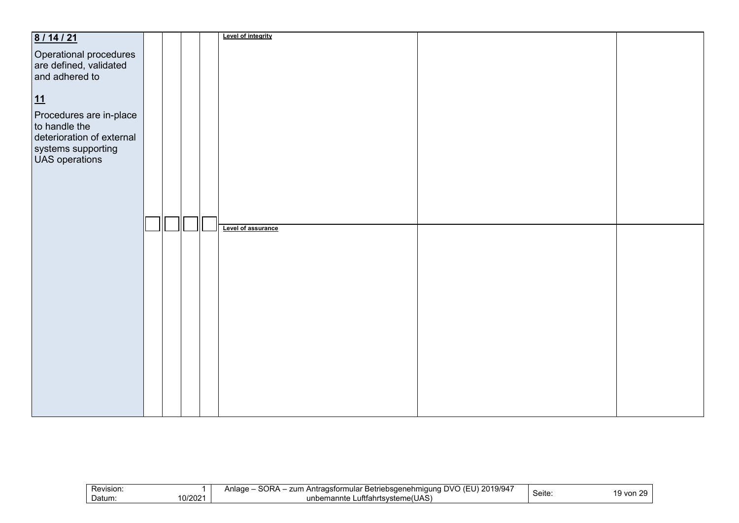| | | | | | | | |
|---|---|---|---|---|---|---|---|
| **8 / 14 / 21**<br><br>Operational procedures are defined, validated and adhered to<br><br>**11**<br><br>Procedures are in-place to handle the deterioration of external systems supporting UAS operations | ☐ | ☐ | ☐ | ☐ | **Level of integrity** | | |
| | | | | | **Level of assurance** | | |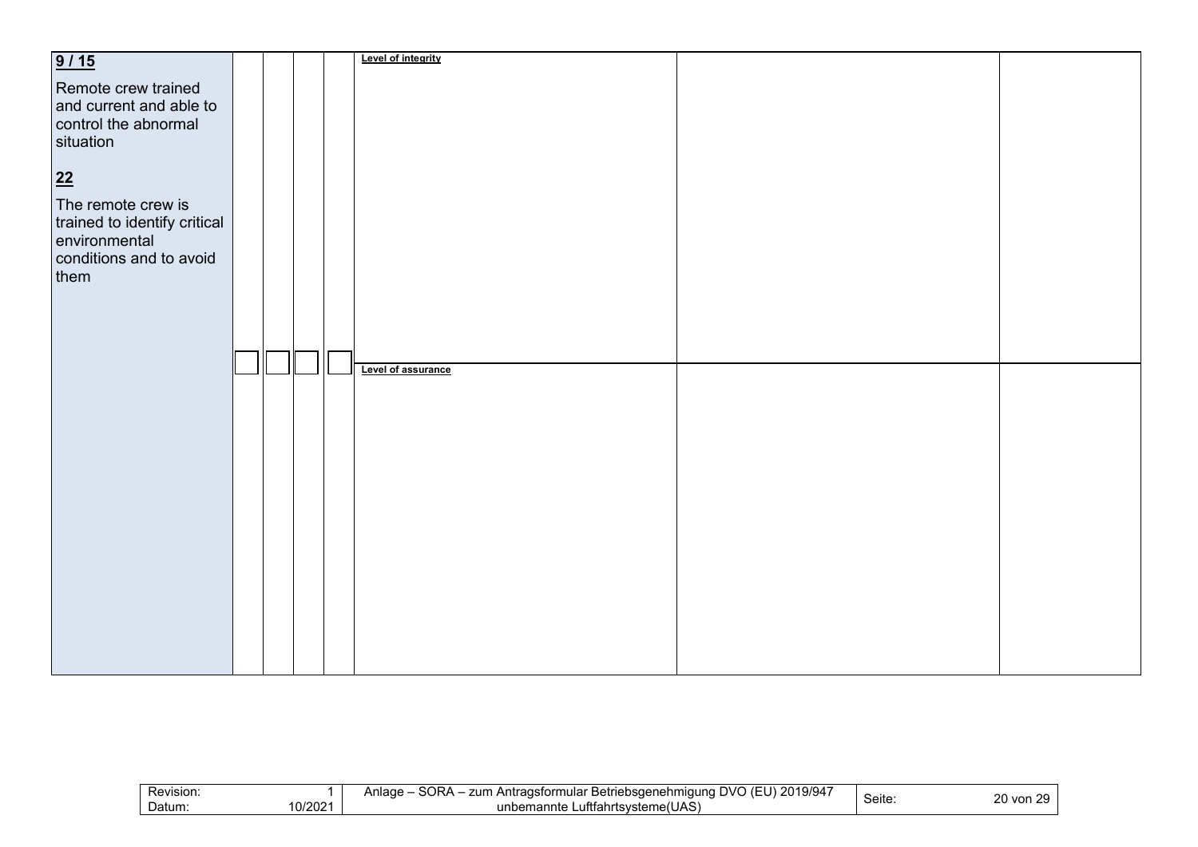| | | | | | | | |
|---|---|---|---|---|---|---|---|
| **9 / 15**<br><br>Remote crew trained and current and able to control the abnormal situation<br><br>**22**<br><br>The remote crew is trained to identify critical environmental conditions and to avoid them | ☐ | ☐ | ☐ | ☐ | **Level of integrity** | | |
| | | | | | **Level of assurance** | | |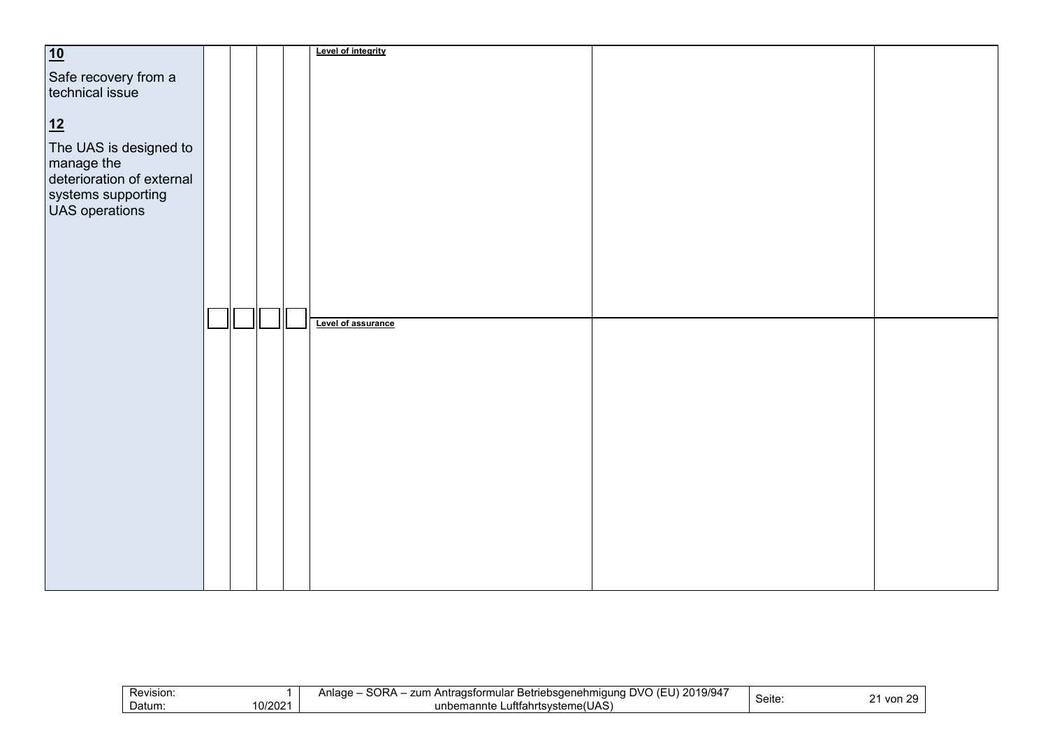| | | | | | | | |
|---|---|---|---|---|---|---|---|
| **10**<br><br>Safe recovery from a technical issue<br><br>**12**<br><br>The UAS is designed to manage the deterioration of external systems supporting UAS operations | ☐ | ☐ | ☐ | ☐ | **Level of integrity** | | |
| | | | | | **Level of assurance** | | |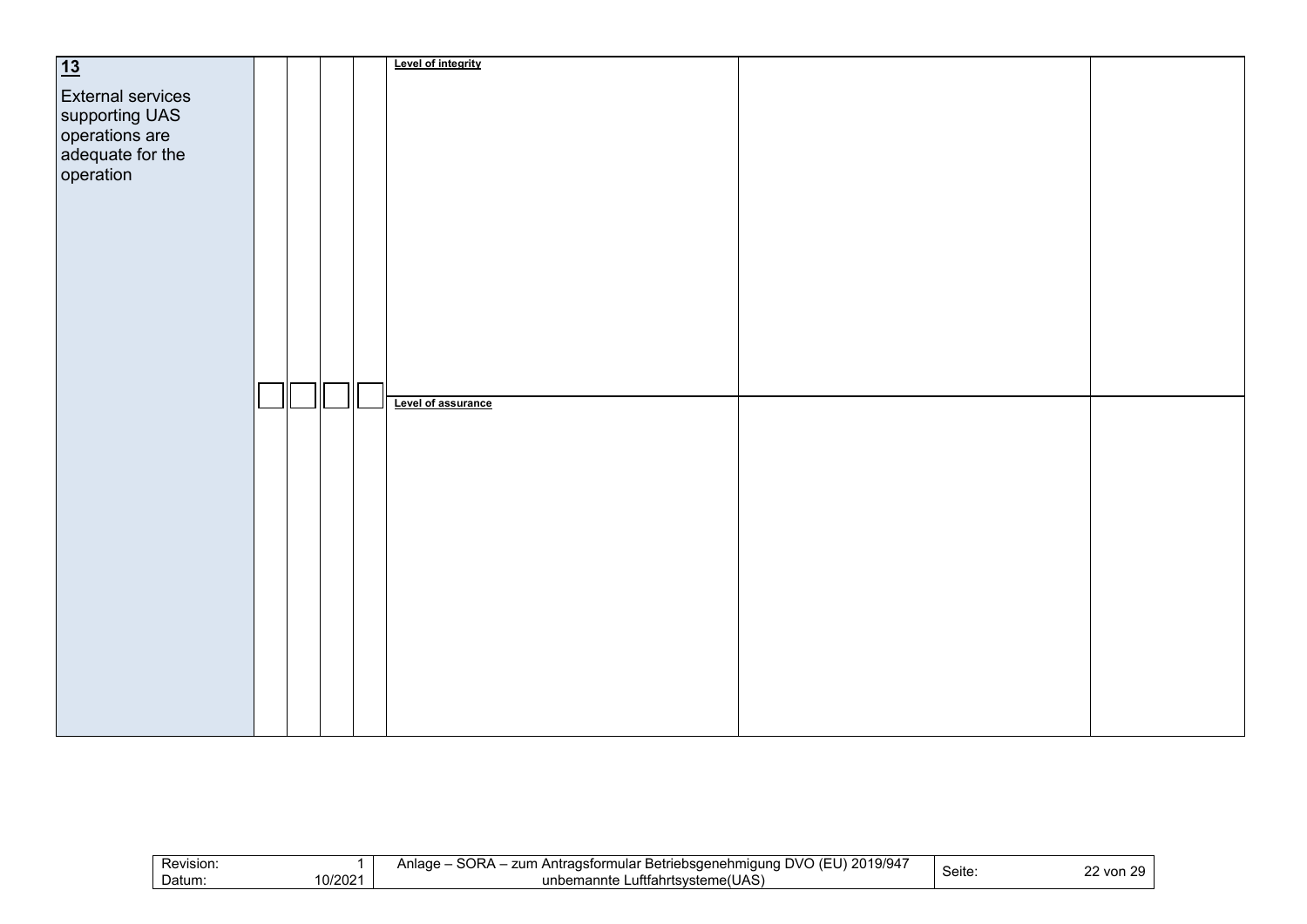| **13** External services supporting UAS operations are adequate for the operation | ☐ | ☐ | ☐ | ☐ | **Level of integrity** | | |
|---|---|---|---|---|---|---|---|
| | | | | | **Level of assurance** | | |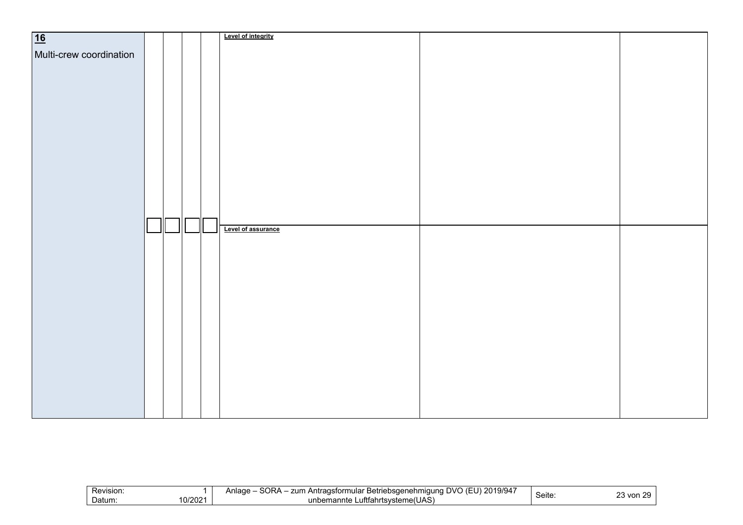| **16** Multi-crew coordination | | | | | Level of integrity | | |
|---|---|---|---|---|---|---|---|
| | ☐ | ☐ | ☐ | ☐ | Level of assurance | | |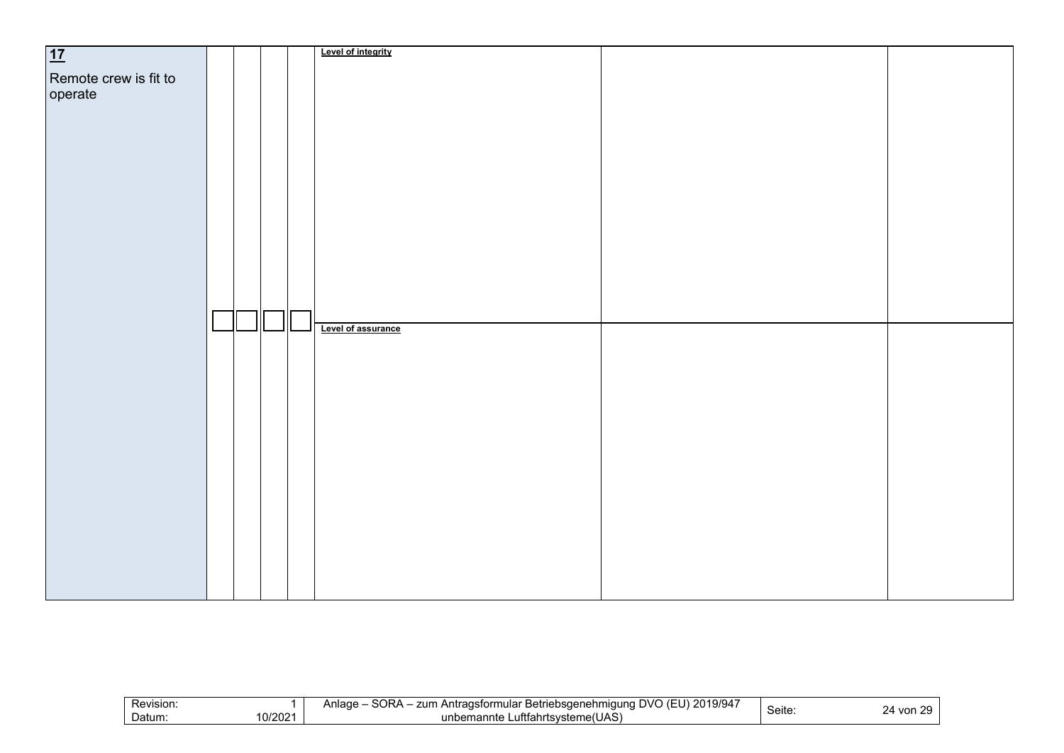| **17** Remote crew is fit to operate | ☐ | ☐ | ☐ | ☐ | **Level of integrity** | | |
|---|---|---|---|---|---|---|---|
| | | | | | **Level of assurance** | | |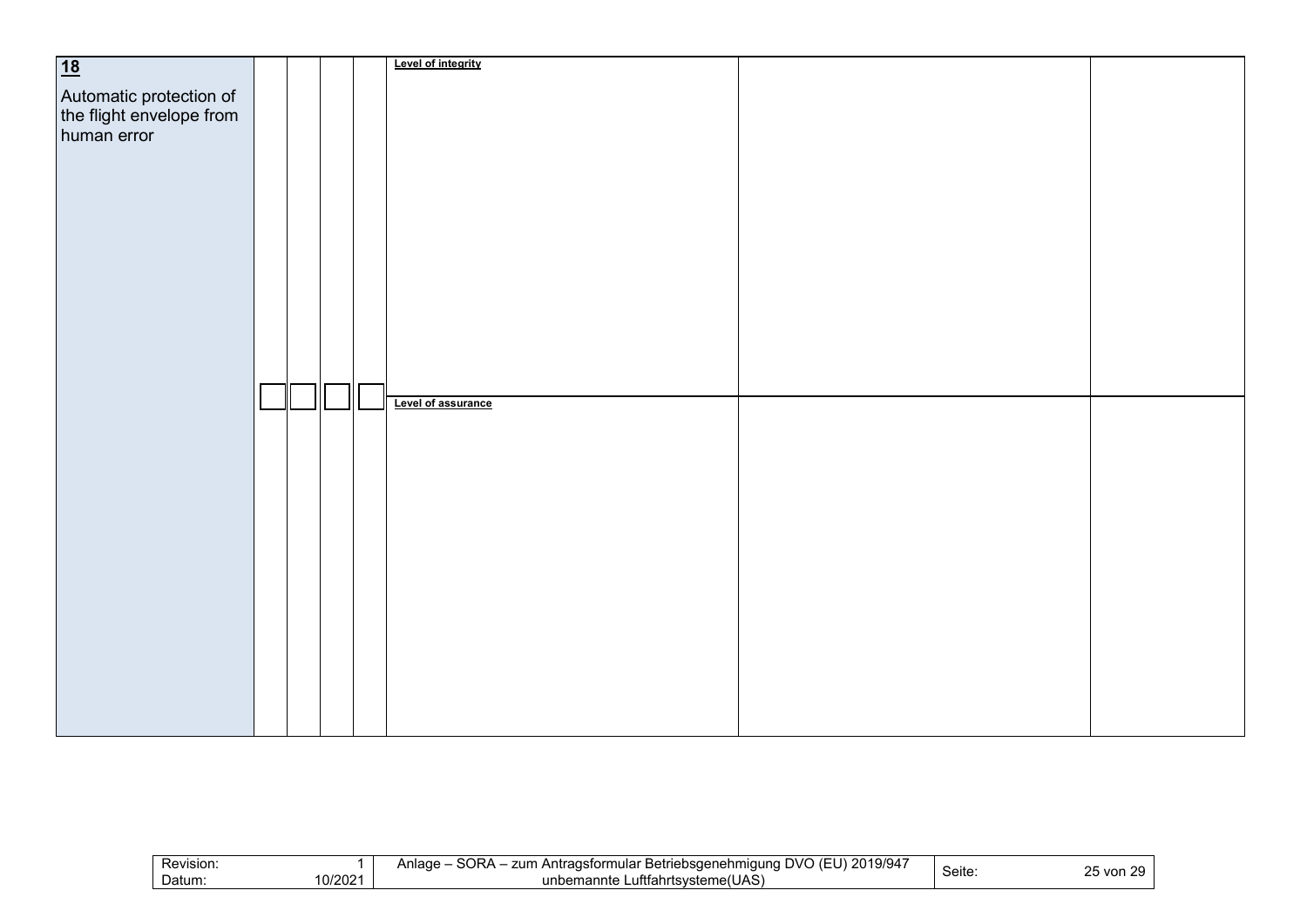| **18** Automatic protection of the flight envelope from human error | ☐ | ☐ | ☐ | ☐ | **Level of integrity** | | |
|---|---|---|---|---|---|---|---|
| | | | | | **Level of assurance** | | |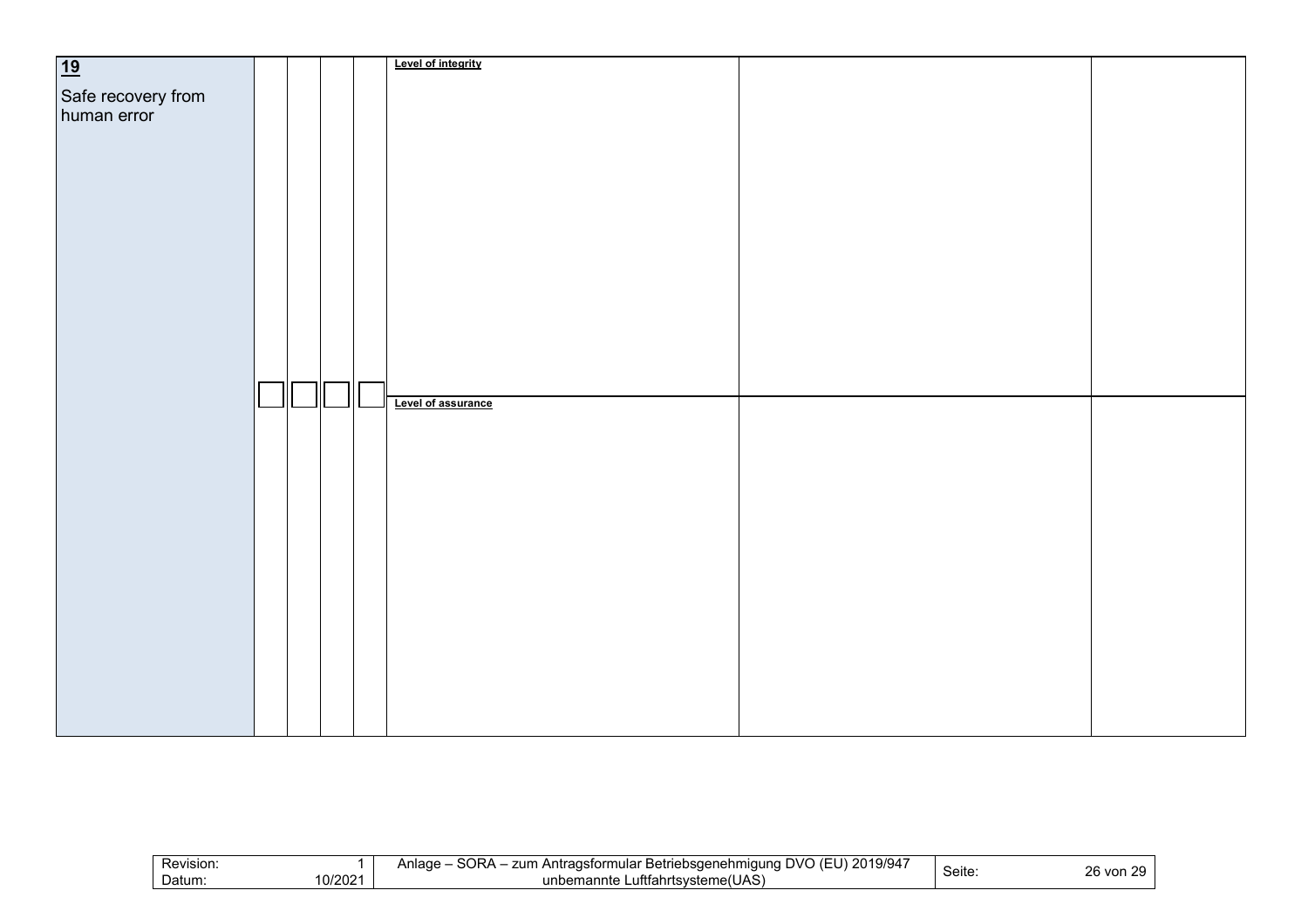| | | | | | | | |
|---|---|---|---|---|---|---|---|
| **19**<br><br>Safe recovery from human error | | | | | **Level of integrity** | | |
| | ☐ | ☐ | ☐ | ☐ | **Level of assurance** | | |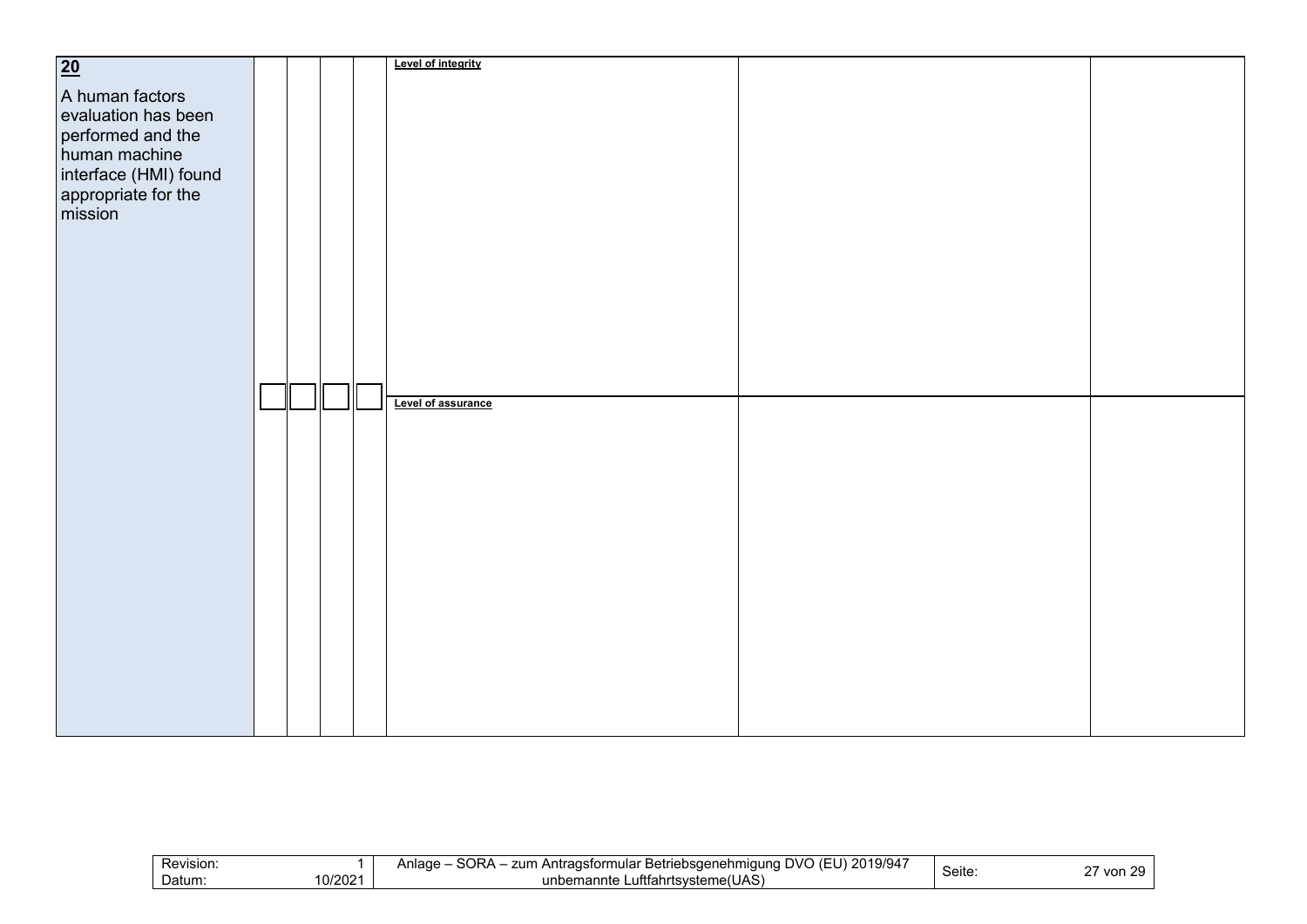| **20** A human factors evaluation has been performed and the human machine interface (HMI) found appropriate for the mission | | | | | | | |
|---|---|---|---|---|---|---|---|
| | ☐ | ☐ | ☐ | ☐ | **Level of integrity** | | |
| | | | | | **Level of assurance** | | |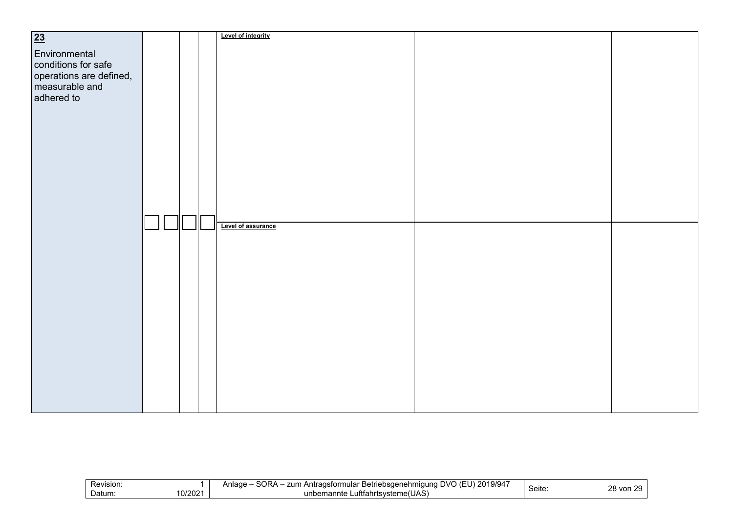| | | | | | | | |
|---|---|---|---|---|---|---|---|
| **23**<br><br>Environmental conditions for safe operations are defined, measurable and adhered to | ☐ | ☐ | ☐ | ☐ | **Level of integrity** | | |
| | | | | | **Level of assurance** | | |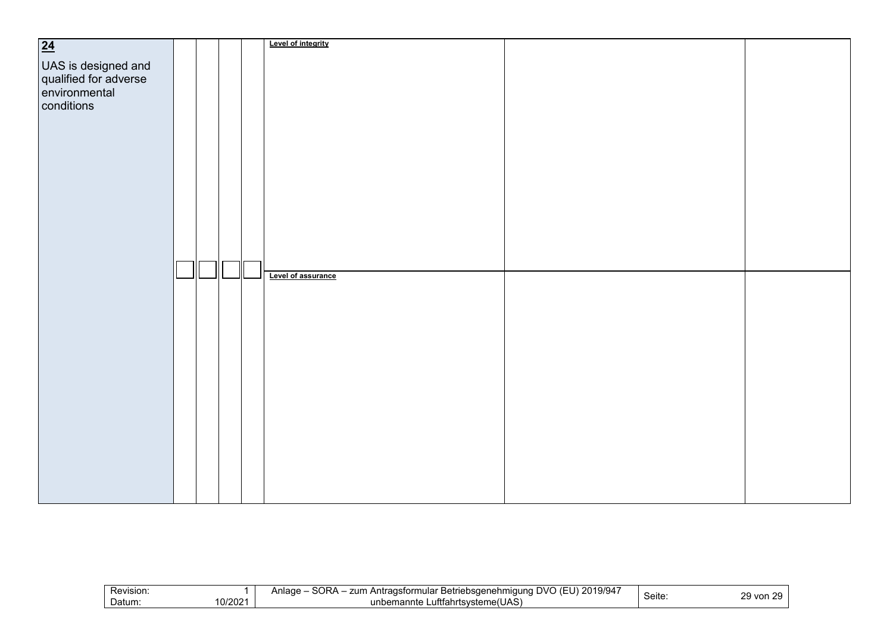| | | | | | | | |
|---|---|---|---|---|---|---|---|
| **24**<br><br>UAS is designed and qualified for adverse environmental conditions | ☐ | ☐ | ☐ | ☐ | **Level of integrity** | | |
| | | | | | **Level of assurance** | | |